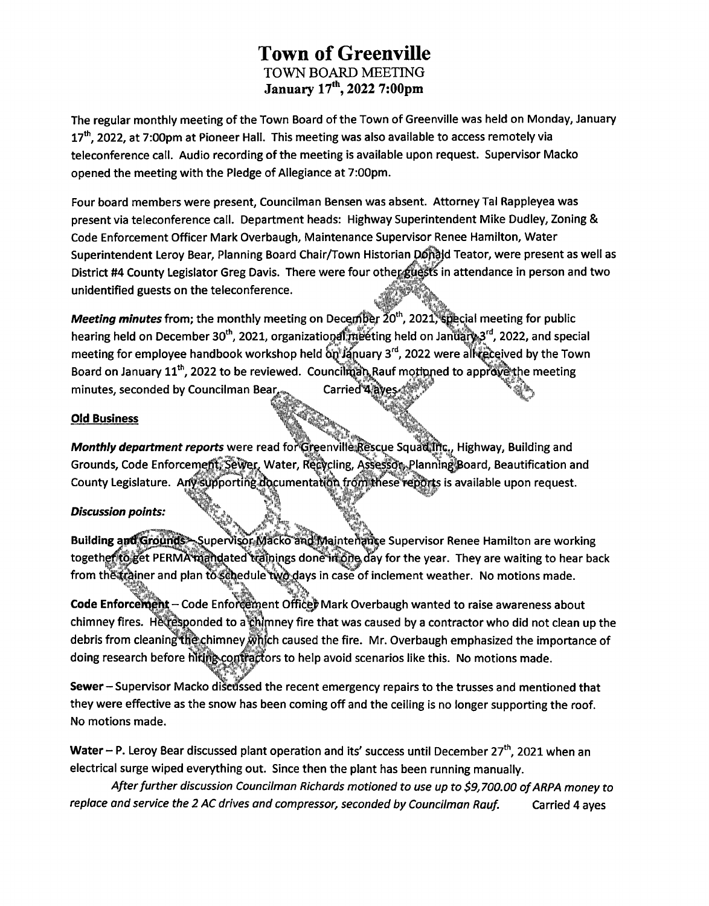# Town of Greenville

TOWN BOARD MEETING

**January 17th, 2022 7:00pm**

The regular monthly meeting of the Town Board of the Town of Greenville was held on Monday, January 17th, 2022, at 7:00pm at Pioneer Hall. This meeting was also available to access remotely via teleconference call. Audio recording of the meeting is available upon request. Supervisor Macko opened the meeting with the Pledge of Allegiance at 7:00pm.

Four board members were present, Councilman Bensen was absent. Attorney Tal Rappleyea was present via teleconference call. Department heads: Highway Superintendent Mike Dudley, Zoning & Code Enforcement Officer Mark Overbaugh, Maintenance Supervisor Renee Hamilton, Water Superintendent Leroy Bear, Planning Board Chair/Town Historian Donald Teator, were present as well as District #4 County Legislator Greg Davis. There were four other guests in attendance in person and two unidentified guests on the teleconference.

***Meeting minutes*** from; the monthly meeting on December 20th, 2021, special meeting for public hearing held on December 30th, 2021, organizational meeting held on January 3rd, 2022, and special meeting for employee handbook workshop held on January 3rd, 2022 were all received by the Town Board on January 11th, 2022 to be reviewed. Councilman Rauf motioned to approve the meeting minutes, seconded by Councilman Bear. Carried 4 ayes

**Old Business**

***Monthly department reports*** were read for Greenville Rescue Squad Inc., Highway, Building and Grounds, Code Enforcement, Sewer, Water, Recycling, Assessor, Planning Board, Beautification and County Legislature. Any supporting documentation from these reports is available upon request.

***Discussion points:***

**Building and Grounds** – Supervisor Macko and Maintenance Supervisor Renee Hamilton are working together to get PERMA mandated trainings done in one day for the year. They are waiting to hear back from the trainer and plan to schedule two days in case of inclement weather. No motions made.

**Code Enforcement** – Code Enforcement Officer Mark Overbaugh wanted to raise awareness about chimney fires. He responded to a chimney fire that was caused by a contractor who did not clean up the debris from cleaning the chimney which caused the fire. Mr. Overbaugh emphasized the importance of doing research before hiring contractors to help avoid scenarios like this. No motions made.

**Sewer** – Supervisor Macko discussed the recent emergency repairs to the trusses and mentioned that they were effective as the snow has been coming off and the ceiling is no longer supporting the roof. No motions made.

**Water** – P. Leroy Bear discussed plant operation and its' success until December 27th, 2021 when an electrical surge wiped everything out. Since then the plant has been running manually.

*After further discussion Councilman Richards motioned to use up to $9,700.00 of ARPA money to replace and service the 2 AC drives and compressor, seconded by Councilman Rauf.* Carried 4 ayes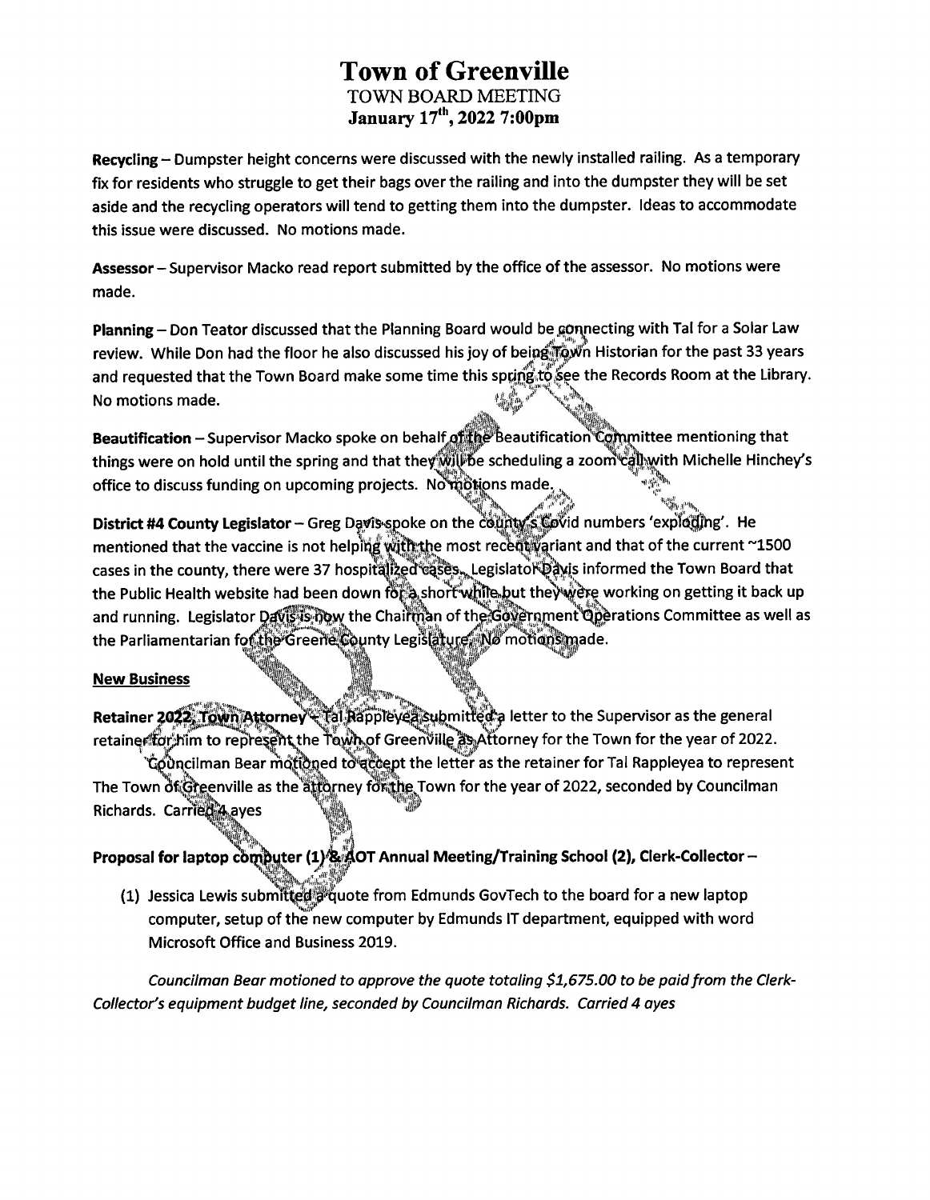# Town of Greenville

TOWN BOARD MEETING

**January 17th, 2022 7:00pm**

**Recycling** – Dumpster height concerns were discussed with the newly installed railing. As a temporary fix for residents who struggle to get their bags over the railing and into the dumpster they will be set aside and the recycling operators will tend to getting them into the dumpster. Ideas to accommodate this issue were discussed. No motions made.

**Assessor** – Supervisor Macko read report submitted by the office of the assessor. No motions were made.

**Planning** – Don Teator discussed that the Planning Board would be connecting with Tal for a Solar Law review. While Don had the floor he also discussed his joy of being Town Historian for the past 33 years and requested that the Town Board make some time this spring to see the Records Room at the Library. No motions made.

**Beautification** – Supervisor Macko spoke on behalf of the Beautification Committee mentioning that things were on hold until the spring and that they will be scheduling a zoom call with Michelle Hinchey's office to discuss funding on upcoming projects. No motions made.

**District #4 County Legislator** – Greg Davis spoke on the county's Covid numbers 'exploding'. He mentioned that the vaccine is not helping with the most recent variant and that of the current ~1500 cases in the county, there were 37 hospitalized cases. Legislator Davis informed the Town Board that the Public Health website had been down for a short while but they were working on getting it back up and running. Legislator Davis is now the Chairman of the Government Operations Committee as well as the Parliamentarian for the Greene County Legislature. No motions made.

**New Business**

**Retainer 2022, Town Attorney** – Tal Rappleyea submitted a letter to the Supervisor as the general retainer for him to represent the Town of Greenville as Attorney for the Town for the year of 2022.

Councilman Bear motioned to accept the letter as the retainer for Tal Rappleyea to represent The Town of Greenville as the attorney for the Town for the year of 2022, seconded by Councilman Richards. Carried 4 ayes

**Proposal for laptop computer (1) & AOT Annual Meeting/Training School (2), Clerk-Collector** –

(1) Jessica Lewis submitted a quote from Edmunds GovTech to the board for a new laptop computer, setup of the new computer by Edmunds IT department, equipped with word Microsoft Office and Business 2019.

*Councilman Bear motioned to approve the quote totaling $1,675.00 to be paid from the Clerk-Collector's equipment budget line, seconded by Councilman Richards. Carried 4 ayes*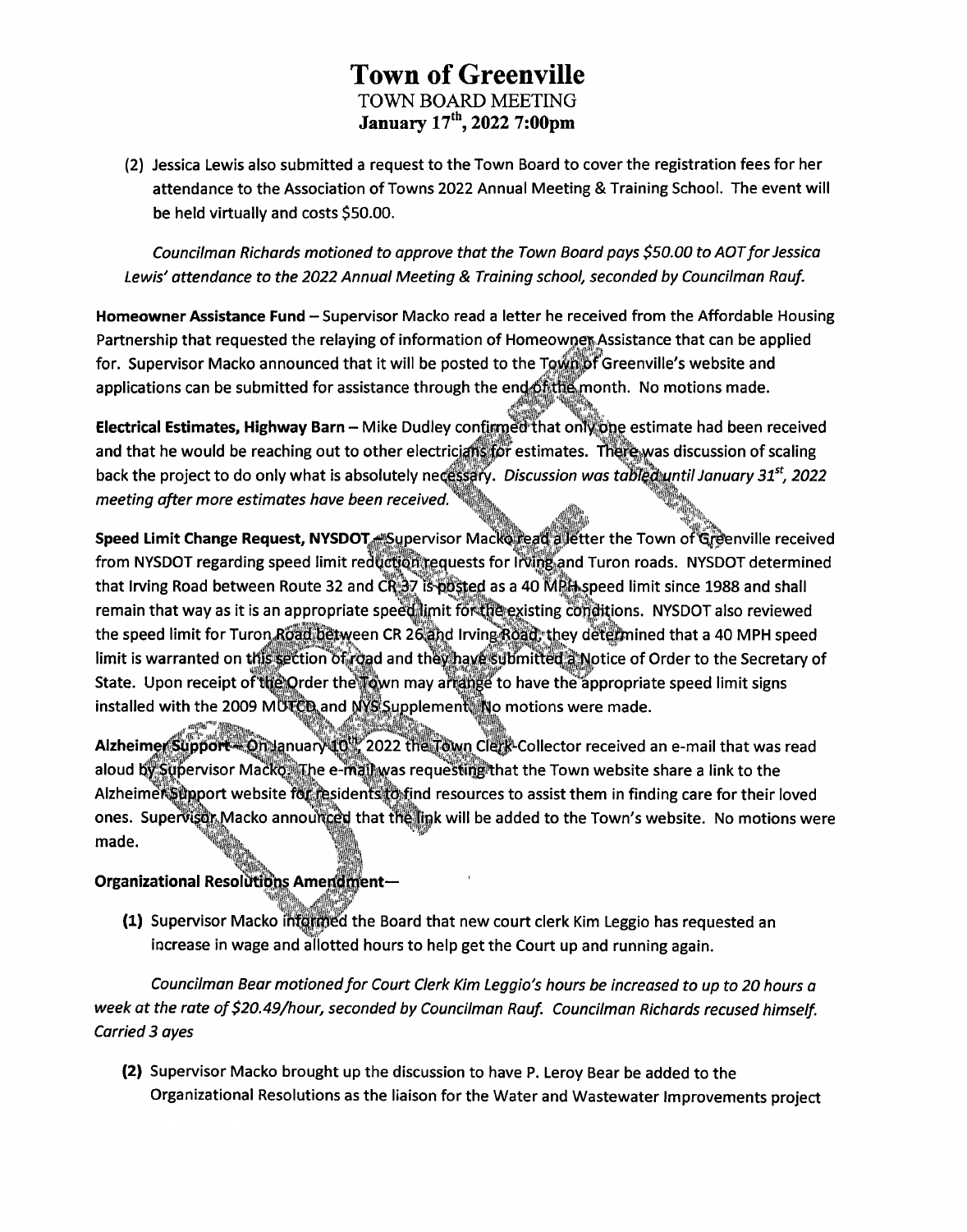# Town of Greenville

TOWN BOARD MEETING

**January 17th, 2022 7:00pm**

(2) Jessica Lewis also submitted a request to the Town Board to cover the registration fees for her attendance to the Association of Towns 2022 Annual Meeting & Training School. The event will be held virtually and costs $50.00.

*Councilman Richards motioned to approve that the Town Board pays $50.00 to AOT for Jessica Lewis' attendance to the 2022 Annual Meeting & Training school, seconded by Councilman Rauf.*

**Homeowner Assistance Fund** – Supervisor Macko read a letter he received from the Affordable Housing Partnership that requested the relaying of information of Homeowner Assistance that can be applied for. Supervisor Macko announced that it will be posted to the Town of Greenville's website and applications can be submitted for assistance through the end of the month. No motions made.

**Electrical Estimates, Highway Barn** – Mike Dudley confirmed that only one estimate had been received and that he would be reaching out to other electricians for estimates. There was discussion of scaling back the project to do only what is absolutely necessary. *Discussion was tabled until January 31st, 2022 meeting after more estimates have been received.*

**Speed Limit Change Request, NYSDOT** – Supervisor Macko read a letter the Town of Greenville received from NYSDOT regarding speed limit reduction requests for Irving and Turon roads. NYSDOT determined that Irving Road between Route 32 and CR 37 is posted as a 40 MPH speed limit since 1988 and shall remain that way as it is an appropriate speed limit for the existing conditions. NYSDOT also reviewed the speed limit for Turon Road between CR 26 and Irving Road; they determined that a 40 MPH speed limit is warranted on this section of road and they have submitted a Notice of Order to the Secretary of State. Upon receipt of the Order the Town may arrange to have the appropriate speed limit signs installed with the 2009 MUTCD and NYS Supplement. No motions were made.

**Alzheimer Support** – On January 10th, 2022 the Town Clerk-Collector received an e-mail that was read aloud by Supervisor Macko. The e-mail was requesting that the Town website share a link to the Alzheimer Support website for residents to find resources to assist them in finding care for their loved ones. Supervisor Macko announced that the link will be added to the Town's website. No motions were made.

**Organizational Resolutions Amendment**—

**(1)** Supervisor Macko informed the Board that new court clerk Kim Leggio has requested an increase in wage and allotted hours to help get the Court up and running again.

*Councilman Bear motioned for Court Clerk Kim Leggio's hours be increased to up to 20 hours a week at the rate of $20.49/hour, seconded by Councilman Rauf. Councilman Richards recused himself. Carried 3 ayes*

**(2)** Supervisor Macko brought up the discussion to have P. Leroy Bear be added to the Organizational Resolutions as the liaison for the Water and Wastewater Improvements project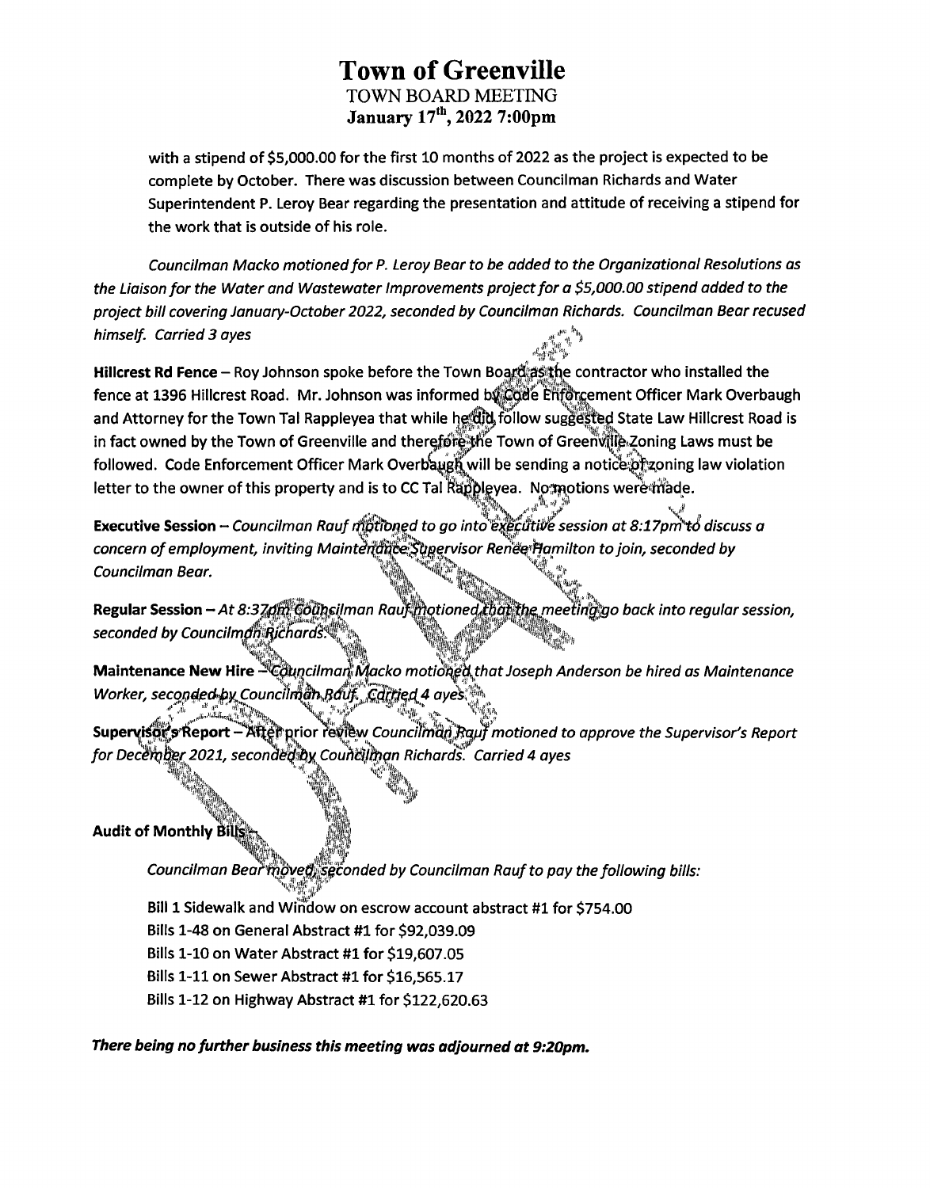with a stipend of $5,000.00 for the first 10 months of 2022 as the project is expected to be complete by October. There was discussion between Councilman Richards and Water Superintendent P. Leroy Bear regarding the presentation and attitude of receiving a stipend for the work that is outside of his role.

*Councilman Macko motioned for P. Leroy Bear to be added to the Organizational Resolutions as the Liaison for the Water and Wastewater Improvements project for a $5,000.00 stipend added to the project bill covering January-October 2022, seconded by Councilman Richards. Councilman Bear recused himself. Carried 3 ayes*

**Hillcrest Rd Fence** – Roy Johnson spoke before the Town Board as the contractor who installed the fence at 1396 Hillcrest Road. Mr. Johnson was informed by Code Enforcement Officer Mark Overbaugh and Attorney for the Town Tal Rappleyea that while he did follow suggested State Law Hillcrest Road is in fact owned by the Town of Greenville and therefore the Town of Greenville Zoning Laws must be followed. Code Enforcement Officer Mark Overbaugh will be sending a notice of zoning law violation letter to the owner of this property and is to CC Tal Rappleyea. No motions were made.

**Executive Session** – *Councilman Rauf motioned to go into executive session at 8:17pm to discuss a concern of employment, inviting Maintenance Supervisor Renée Hamilton to join, seconded by Councilman Bear.*

**Regular Session** – *At 8:37pm Councilman Rauf motioned that the meeting go back into regular session, seconded by Councilman Richards.*

**Maintenance New Hire** – *Councilman Macko motioned that Joseph Anderson be hired as Maintenance Worker, seconded by Councilman Rauf. Carried 4 ayes*

**Supervisor's Report** – After prior review *Councilman Rauf motioned to approve the Supervisor's Report for December 2021, seconded by Councilman Richards. Carried 4 ayes*

**Audit of Monthly Bills** –

*Councilman Bear moved, seconded by Councilman Rauf to pay the following bills:*

Bill 1 Sidewalk and Window on escrow account abstract #1 for $754.00
Bills 1-48 on General Abstract #1 for $92,039.09
Bills 1-10 on Water Abstract #1 for $19,607.05
Bills 1-11 on Sewer Abstract #1 for $16,565.17
Bills 1-12 on Highway Abstract #1 for $122,620.63

***There being no further business this meeting was adjourned at 9:20pm.***